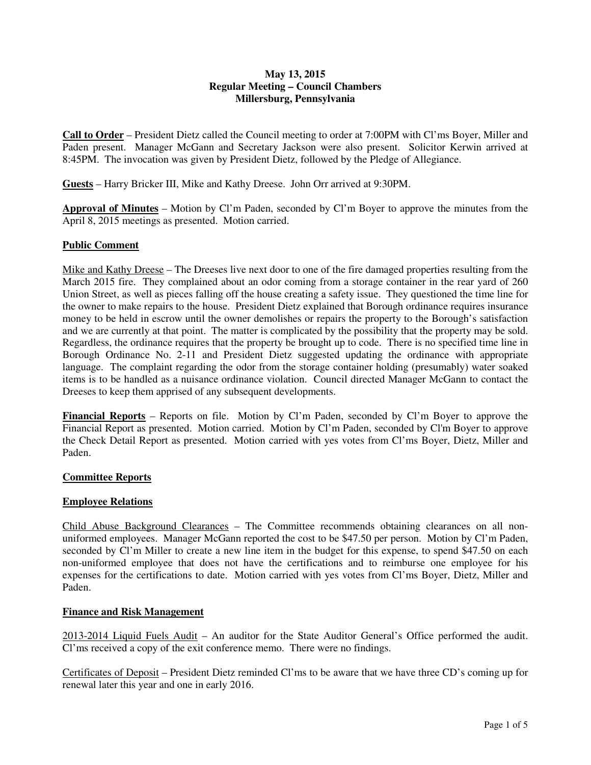**May 13, 2015**
**Regular Meeting – Council Chambers**
**Millersburg, Pennsylvania**

**Call to Order** – President Dietz called the Council meeting to order at 7:00PM with Cl'ms Boyer, Miller and Paden present. Manager McGann and Secretary Jackson were also present. Solicitor Kerwin arrived at 8:45PM. The invocation was given by President Dietz, followed by the Pledge of Allegiance.

**Guests** – Harry Bricker III, Mike and Kathy Dreese. John Orr arrived at 9:30PM.

**Approval of Minutes** – Motion by Cl'm Paden, seconded by Cl'm Boyer to approve the minutes from the April 8, 2015 meetings as presented. Motion carried.

**Public Comment**

Mike and Kathy Dreese – The Dreeses live next door to one of the fire damaged properties resulting from the March 2015 fire. They complained about an odor coming from a storage container in the rear yard of 260 Union Street, as well as pieces falling off the house creating a safety issue. They questioned the time line for the owner to make repairs to the house. President Dietz explained that Borough ordinance requires insurance money to be held in escrow until the owner demolishes or repairs the property to the Borough's satisfaction and we are currently at that point. The matter is complicated by the possibility that the property may be sold. Regardless, the ordinance requires that the property be brought up to code. There is no specified time line in Borough Ordinance No. 2-11 and President Dietz suggested updating the ordinance with appropriate language. The complaint regarding the odor from the storage container holding (presumably) water soaked items is to be handled as a nuisance ordinance violation. Council directed Manager McGann to contact the Dreeses to keep them apprised of any subsequent developments.

**Financial Reports** – Reports on file. Motion by Cl'm Paden, seconded by Cl'm Boyer to approve the Financial Report as presented. Motion carried. Motion by Cl'm Paden, seconded by Cl'm Boyer to approve the Check Detail Report as presented. Motion carried with yes votes from Cl'ms Boyer, Dietz, Miller and Paden.

**Committee Reports**

**Employee Relations**

Child Abuse Background Clearances – The Committee recommends obtaining clearances on all non-uniformed employees. Manager McGann reported the cost to be $47.50 per person. Motion by Cl'm Paden, seconded by Cl'm Miller to create a new line item in the budget for this expense, to spend $47.50 on each non-uniformed employee that does not have the certifications and to reimburse one employee for his expenses for the certifications to date. Motion carried with yes votes from Cl'ms Boyer, Dietz, Miller and Paden.

**Finance and Risk Management**

2013-2014 Liquid Fuels Audit – An auditor for the State Auditor General's Office performed the audit. Cl'ms received a copy of the exit conference memo. There were no findings.

Certificates of Deposit – President Dietz reminded Cl'ms to be aware that we have three CD's coming up for renewal later this year and one in early 2016.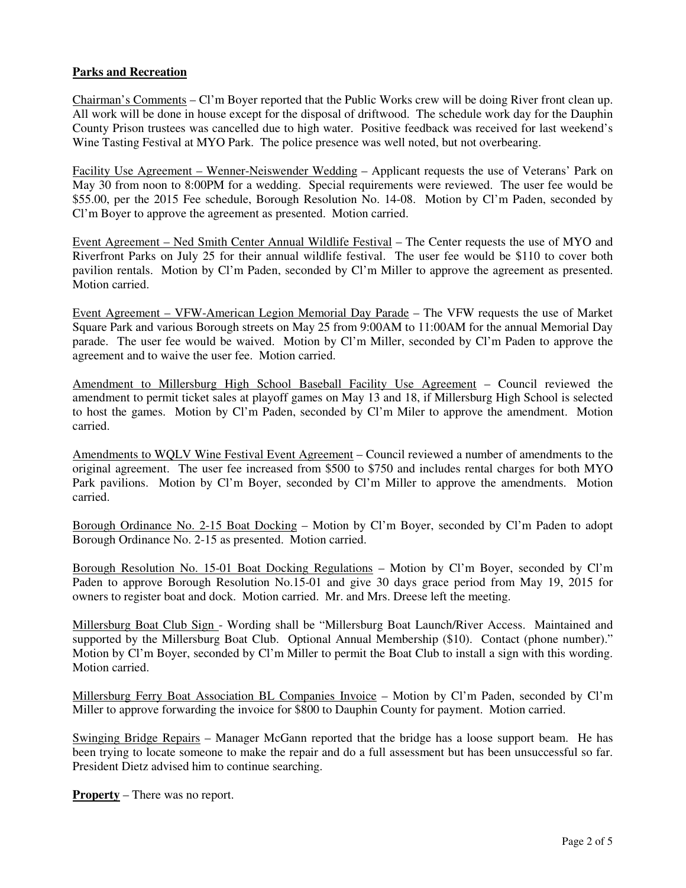**Parks and Recreation**

Chairman's Comments – Cl'm Boyer reported that the Public Works crew will be doing River front clean up. All work will be done in house except for the disposal of driftwood. The schedule work day for the Dauphin County Prison trustees was cancelled due to high water. Positive feedback was received for last weekend's Wine Tasting Festival at MYO Park. The police presence was well noted, but not overbearing.

Facility Use Agreement – Wenner-Neiswender Wedding – Applicant requests the use of Veterans' Park on May 30 from noon to 8:00PM for a wedding. Special requirements were reviewed. The user fee would be $55.00, per the 2015 Fee schedule, Borough Resolution No. 14-08. Motion by Cl'm Paden, seconded by Cl'm Boyer to approve the agreement as presented. Motion carried.

Event Agreement – Ned Smith Center Annual Wildlife Festival – The Center requests the use of MYO and Riverfront Parks on July 25 for their annual wildlife festival. The user fee would be $110 to cover both pavilion rentals. Motion by Cl'm Paden, seconded by Cl'm Miller to approve the agreement as presented. Motion carried.

Event Agreement – VFW-American Legion Memorial Day Parade – The VFW requests the use of Market Square Park and various Borough streets on May 25 from 9:00AM to 11:00AM for the annual Memorial Day parade. The user fee would be waived. Motion by Cl'm Miller, seconded by Cl'm Paden to approve the agreement and to waive the user fee. Motion carried.

Amendment to Millersburg High School Baseball Facility Use Agreement – Council reviewed the amendment to permit ticket sales at playoff games on May 13 and 18, if Millersburg High School is selected to host the games. Motion by Cl'm Paden, seconded by Cl'm Miler to approve the amendment. Motion carried.

Amendments to WQLV Wine Festival Event Agreement – Council reviewed a number of amendments to the original agreement. The user fee increased from $500 to $750 and includes rental charges for both MYO Park pavilions. Motion by Cl'm Boyer, seconded by Cl'm Miller to approve the amendments. Motion carried.

Borough Ordinance No. 2-15 Boat Docking – Motion by Cl'm Boyer, seconded by Cl'm Paden to adopt Borough Ordinance No. 2-15 as presented. Motion carried.

Borough Resolution No. 15-01 Boat Docking Regulations – Motion by Cl'm Boyer, seconded by Cl'm Paden to approve Borough Resolution No.15-01 and give 30 days grace period from May 19, 2015 for owners to register boat and dock. Motion carried. Mr. and Mrs. Dreese left the meeting.

Millersburg Boat Club Sign - Wording shall be "Millersburg Boat Launch/River Access. Maintained and supported by the Millersburg Boat Club. Optional Annual Membership ($10). Contact (phone number)." Motion by Cl'm Boyer, seconded by Cl'm Miller to permit the Boat Club to install a sign with this wording. Motion carried.

Millersburg Ferry Boat Association BL Companies Invoice – Motion by Cl'm Paden, seconded by Cl'm Miller to approve forwarding the invoice for $800 to Dauphin County for payment. Motion carried.

Swinging Bridge Repairs – Manager McGann reported that the bridge has a loose support beam. He has been trying to locate someone to make the repair and do a full assessment but has been unsuccessful so far. President Dietz advised him to continue searching.

**Property** – There was no report.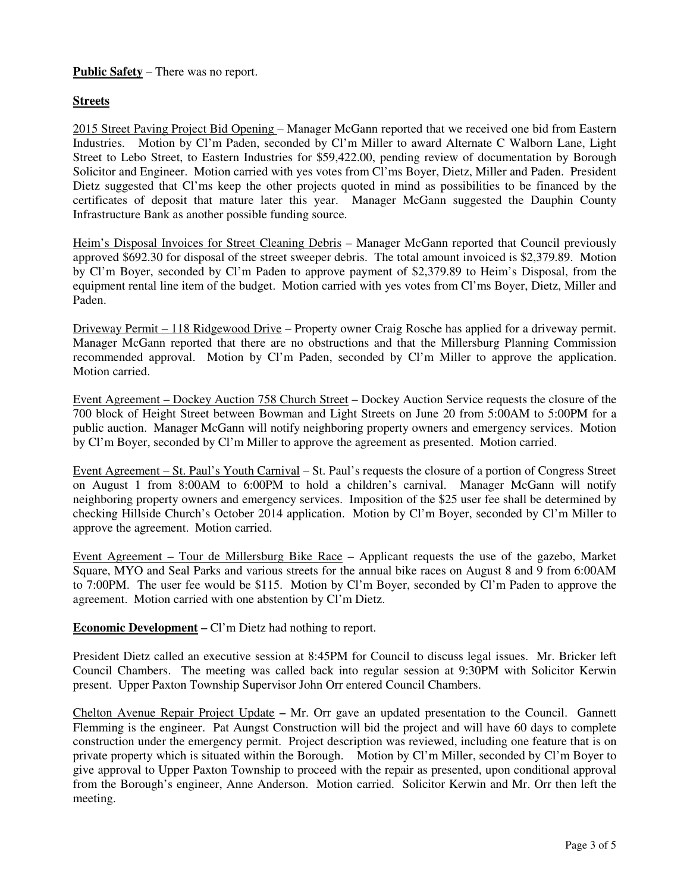**Public Safety** – There was no report.

**Streets**

2015 Street Paving Project Bid Opening – Manager McGann reported that we received one bid from Eastern Industries. Motion by Cl'm Paden, seconded by Cl'm Miller to award Alternate C Walborn Lane, Light Street to Lebo Street, to Eastern Industries for $59,422.00, pending review of documentation by Borough Solicitor and Engineer. Motion carried with yes votes from Cl'ms Boyer, Dietz, Miller and Paden. President Dietz suggested that Cl'ms keep the other projects quoted in mind as possibilities to be financed by the certificates of deposit that mature later this year. Manager McGann suggested the Dauphin County Infrastructure Bank as another possible funding source.

Heim's Disposal Invoices for Street Cleaning Debris – Manager McGann reported that Council previously approved $692.30 for disposal of the street sweeper debris. The total amount invoiced is $2,379.89. Motion by Cl'm Boyer, seconded by Cl'm Paden to approve payment of $2,379.89 to Heim's Disposal, from the equipment rental line item of the budget. Motion carried with yes votes from Cl'ms Boyer, Dietz, Miller and Paden.

Driveway Permit – 118 Ridgewood Drive – Property owner Craig Rosche has applied for a driveway permit. Manager McGann reported that there are no obstructions and that the Millersburg Planning Commission recommended approval. Motion by Cl'm Paden, seconded by Cl'm Miller to approve the application. Motion carried.

Event Agreement – Dockey Auction 758 Church Street – Dockey Auction Service requests the closure of the 700 block of Height Street between Bowman and Light Streets on June 20 from 5:00AM to 5:00PM for a public auction. Manager McGann will notify neighboring property owners and emergency services. Motion by Cl'm Boyer, seconded by Cl'm Miller to approve the agreement as presented. Motion carried.

Event Agreement – St. Paul's Youth Carnival – St. Paul's requests the closure of a portion of Congress Street on August 1 from 8:00AM to 6:00PM to hold a children's carnival. Manager McGann will notify neighboring property owners and emergency services. Imposition of the $25 user fee shall be determined by checking Hillside Church's October 2014 application. Motion by Cl'm Boyer, seconded by Cl'm Miller to approve the agreement. Motion carried.

Event Agreement – Tour de Millersburg Bike Race – Applicant requests the use of the gazebo, Market Square, MYO and Seal Parks and various streets for the annual bike races on August 8 and 9 from 6:00AM to 7:00PM. The user fee would be $115. Motion by Cl'm Boyer, seconded by Cl'm Paden to approve the agreement. Motion carried with one abstention by Cl'm Dietz.

**Economic Development –** Cl'm Dietz had nothing to report.

President Dietz called an executive session at 8:45PM for Council to discuss legal issues. Mr. Bricker left Council Chambers. The meeting was called back into regular session at 9:30PM with Solicitor Kerwin present. Upper Paxton Township Supervisor John Orr entered Council Chambers.

Chelton Avenue Repair Project Update – Mr. Orr gave an updated presentation to the Council. Gannett Flemming is the engineer. Pat Aungst Construction will bid the project and will have 60 days to complete construction under the emergency permit. Project description was reviewed, including one feature that is on private property which is situated within the Borough. Motion by Cl'm Miller, seconded by Cl'm Boyer to give approval to Upper Paxton Township to proceed with the repair as presented, upon conditional approval from the Borough's engineer, Anne Anderson. Motion carried. Solicitor Kerwin and Mr. Orr then left the meeting.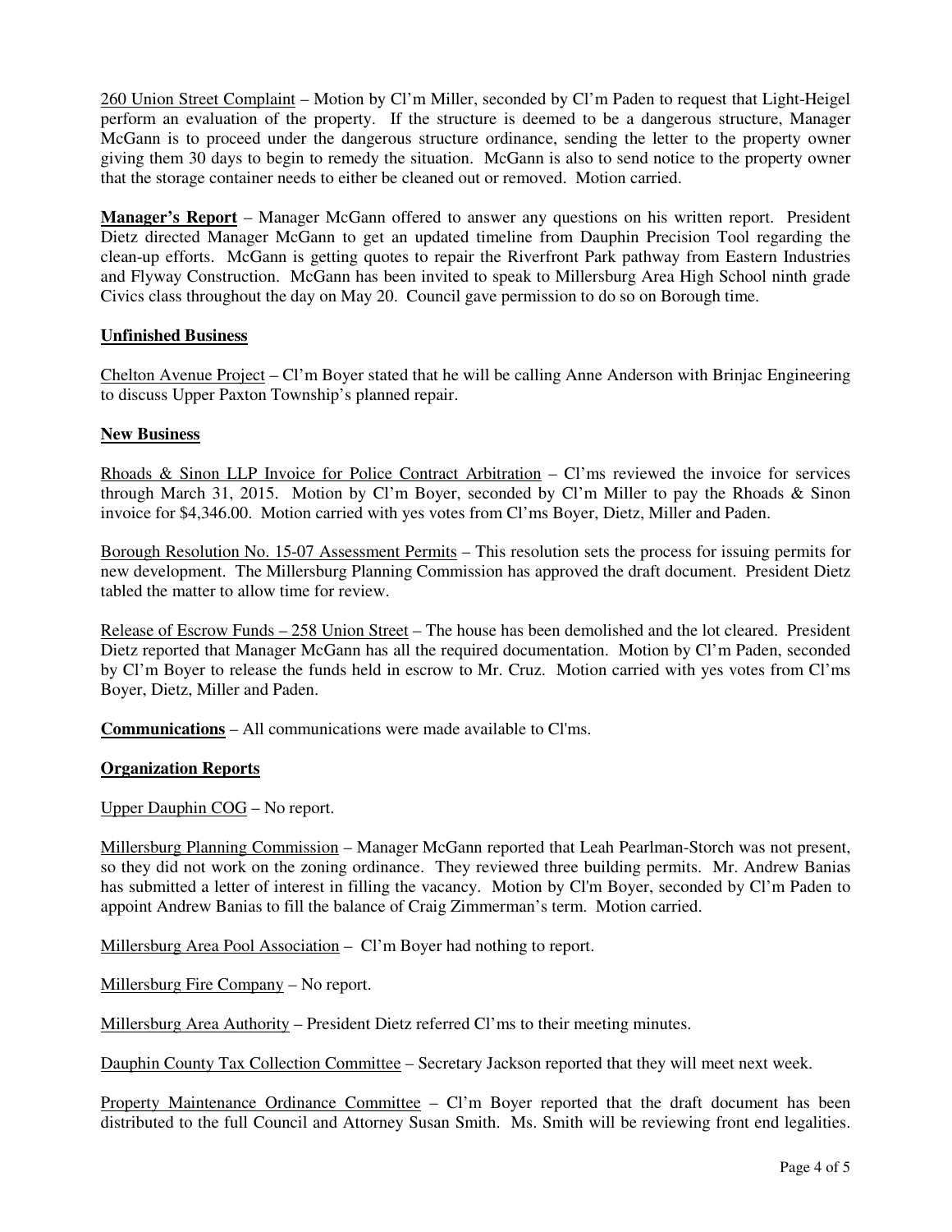260 Union Street Complaint – Motion by Cl'm Miller, seconded by Cl'm Paden to request that Light-Heigel perform an evaluation of the property. If the structure is deemed to be a dangerous structure, Manager McGann is to proceed under the dangerous structure ordinance, sending the letter to the property owner giving them 30 days to begin to remedy the situation. McGann is also to send notice to the property owner that the storage container needs to either be cleaned out or removed. Motion carried.

**Manager's Report** – Manager McGann offered to answer any questions on his written report. President Dietz directed Manager McGann to get an updated timeline from Dauphin Precision Tool regarding the clean-up efforts. McGann is getting quotes to repair the Riverfront Park pathway from Eastern Industries and Flyway Construction. McGann has been invited to speak to Millersburg Area High School ninth grade Civics class throughout the day on May 20. Council gave permission to do so on Borough time.

**Unfinished Business**

Chelton Avenue Project – Cl'm Boyer stated that he will be calling Anne Anderson with Brinjac Engineering to discuss Upper Paxton Township's planned repair.

**New Business**

Rhoads & Sinon LLP Invoice for Police Contract Arbitration – Cl'ms reviewed the invoice for services through March 31, 2015. Motion by Cl'm Boyer, seconded by Cl'm Miller to pay the Rhoads & Sinon invoice for $4,346.00. Motion carried with yes votes from Cl'ms Boyer, Dietz, Miller and Paden.

Borough Resolution No. 15-07 Assessment Permits – This resolution sets the process for issuing permits for new development. The Millersburg Planning Commission has approved the draft document. President Dietz tabled the matter to allow time for review.

Release of Escrow Funds – 258 Union Street – The house has been demolished and the lot cleared. President Dietz reported that Manager McGann has all the required documentation. Motion by Cl'm Paden, seconded by Cl'm Boyer to release the funds held in escrow to Mr. Cruz. Motion carried with yes votes from Cl'ms Boyer, Dietz, Miller and Paden.

**Communications** – All communications were made available to Cl'ms.

**Organization Reports**

Upper Dauphin COG – No report.

Millersburg Planning Commission – Manager McGann reported that Leah Pearlman-Storch was not present, so they did not work on the zoning ordinance. They reviewed three building permits. Mr. Andrew Banias has submitted a letter of interest in filling the vacancy. Motion by Cl'm Boyer, seconded by Cl'm Paden to appoint Andrew Banias to fill the balance of Craig Zimmerman's term. Motion carried.

Millersburg Area Pool Association – Cl'm Boyer had nothing to report.

Millersburg Fire Company – No report.

Millersburg Area Authority – President Dietz referred Cl'ms to their meeting minutes.

Dauphin County Tax Collection Committee – Secretary Jackson reported that they will meet next week.

Property Maintenance Ordinance Committee – Cl'm Boyer reported that the draft document has been distributed to the full Council and Attorney Susan Smith. Ms. Smith will be reviewing front end legalities.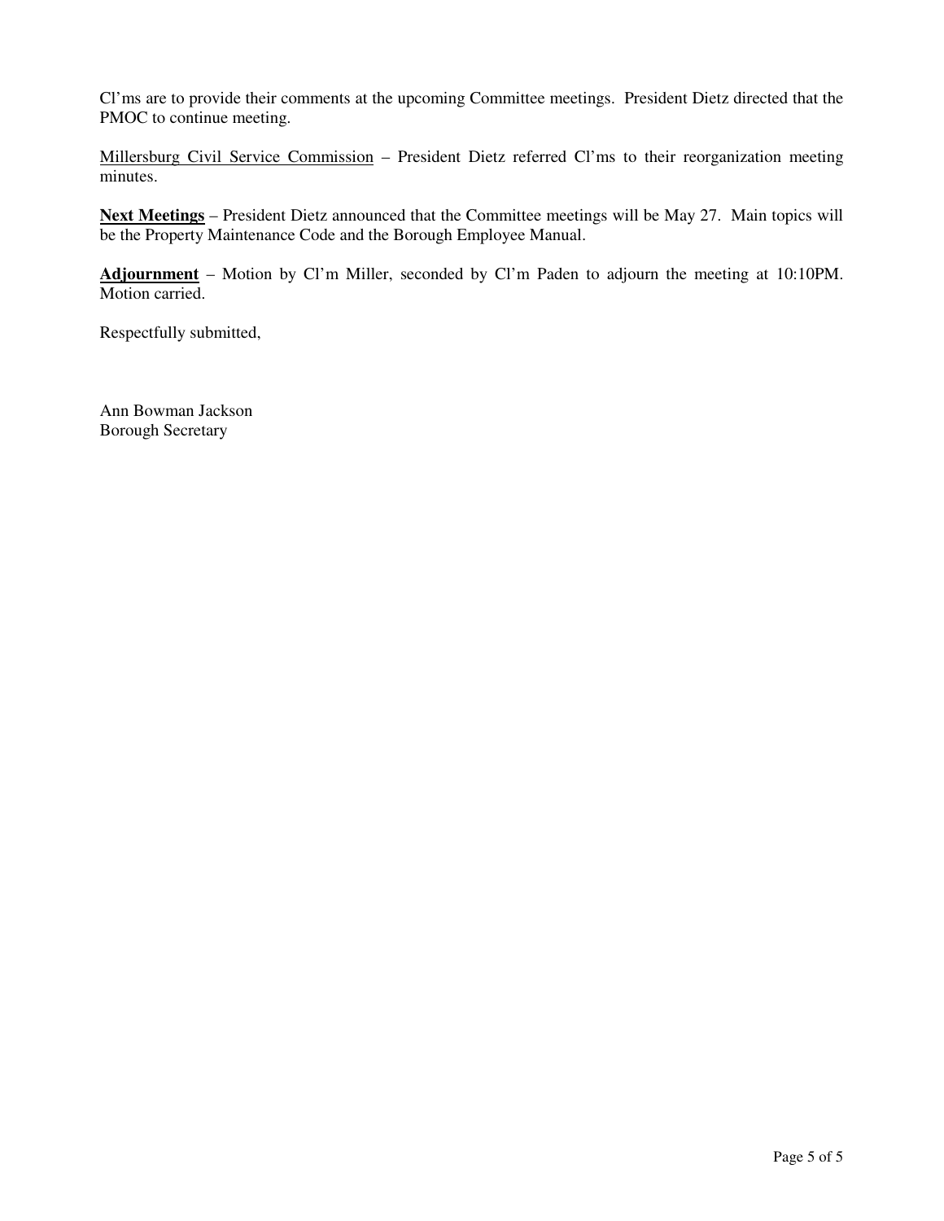Cl'ms are to provide their comments at the upcoming Committee meetings. President Dietz directed that the PMOC to continue meeting.

<u>Millersburg Civil Service Commission</u> – President Dietz referred Cl'ms to their reorganization meeting minutes.

**<u>Next Meetings</u>** – President Dietz announced that the Committee meetings will be May 27. Main topics will be the Property Maintenance Code and the Borough Employee Manual.

**<u>Adjournment</u>** – Motion by Cl'm Miller, seconded by Cl'm Paden to adjourn the meeting at 10:10PM. Motion carried.

Respectfully submitted,

Ann Bowman Jackson
Borough Secretary